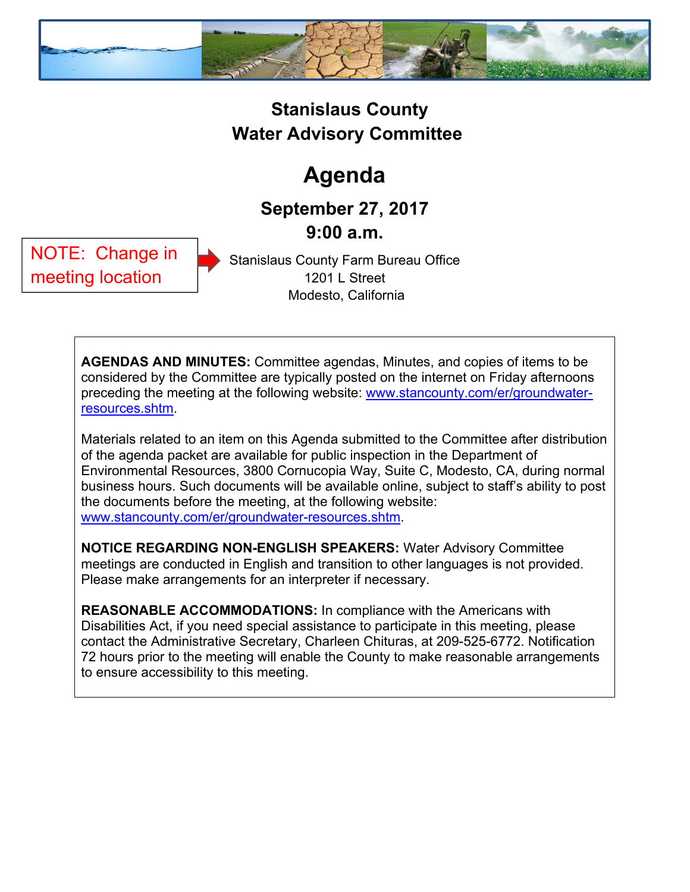# Stanislaus County
# Water Advisory Committee

# Agenda

## September 27, 2017
## 9:00 a.m.

NOTE: Change in meeting location

Stanislaus County Farm Bureau Office
1201 L Street
Modesto, California

**AGENDAS AND MINUTES:** Committee agendas, Minutes, and copies of items to be considered by the Committee are typically posted on the internet on Friday afternoons preceding the meeting at the following website: www.stancounty.com/er/groundwater-resources.shtm.

Materials related to an item on this Agenda submitted to the Committee after distribution of the agenda packet are available for public inspection in the Department of Environmental Resources, 3800 Cornucopia Way, Suite C, Modesto, CA, during normal business hours. Such documents will be available online, subject to staff's ability to post the documents before the meeting, at the following website: www.stancounty.com/er/groundwater-resources.shtm.

**NOTICE REGARDING NON-ENGLISH SPEAKERS:** Water Advisory Committee meetings are conducted in English and transition to other languages is not provided. Please make arrangements for an interpreter if necessary.

**REASONABLE ACCOMMODATIONS:** In compliance with the Americans with Disabilities Act, if you need special assistance to participate in this meeting, please contact the Administrative Secretary, Charleen Chituras, at 209-525-6772. Notification 72 hours prior to the meeting will enable the County to make reasonable arrangements to ensure accessibility to this meeting.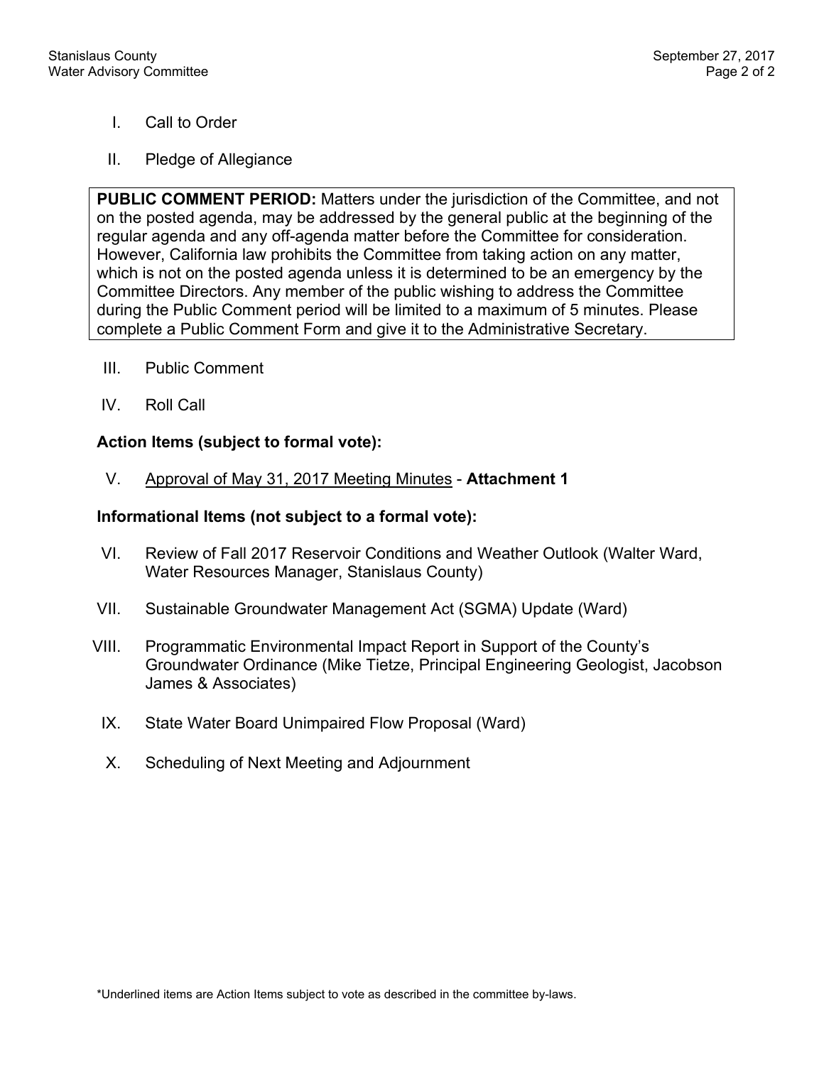I. Call to Order

II. Pledge of Allegiance

**PUBLIC COMMENT PERIOD:** Matters under the jurisdiction of the Committee, and not on the posted agenda, may be addressed by the general public at the beginning of the regular agenda and any off-agenda matter before the Committee for consideration. However, California law prohibits the Committee from taking action on any matter, which is not on the posted agenda unless it is determined to be an emergency by the Committee Directors. Any member of the public wishing to address the Committee during the Public Comment period will be limited to a maximum of 5 minutes. Please complete a Public Comment Form and give it to the Administrative Secretary.

III. Public Comment

IV. Roll Call

**Action Items (subject to formal vote):**

V. Approval of May 31, 2017 Meeting Minutes - **Attachment 1**

**Informational Items (not subject to a formal vote):**

VI. Review of Fall 2017 Reservoir Conditions and Weather Outlook (Walter Ward, Water Resources Manager, Stanislaus County)

VII. Sustainable Groundwater Management Act (SGMA) Update (Ward)

VIII. Programmatic Environmental Impact Report in Support of the County's Groundwater Ordinance (Mike Tietze, Principal Engineering Geologist, Jacobson James & Associates)

IX. State Water Board Unimpaired Flow Proposal (Ward)

X. Scheduling of Next Meeting and Adjournment

*Underlined items are Action Items subject to vote as described in the committee by-laws.